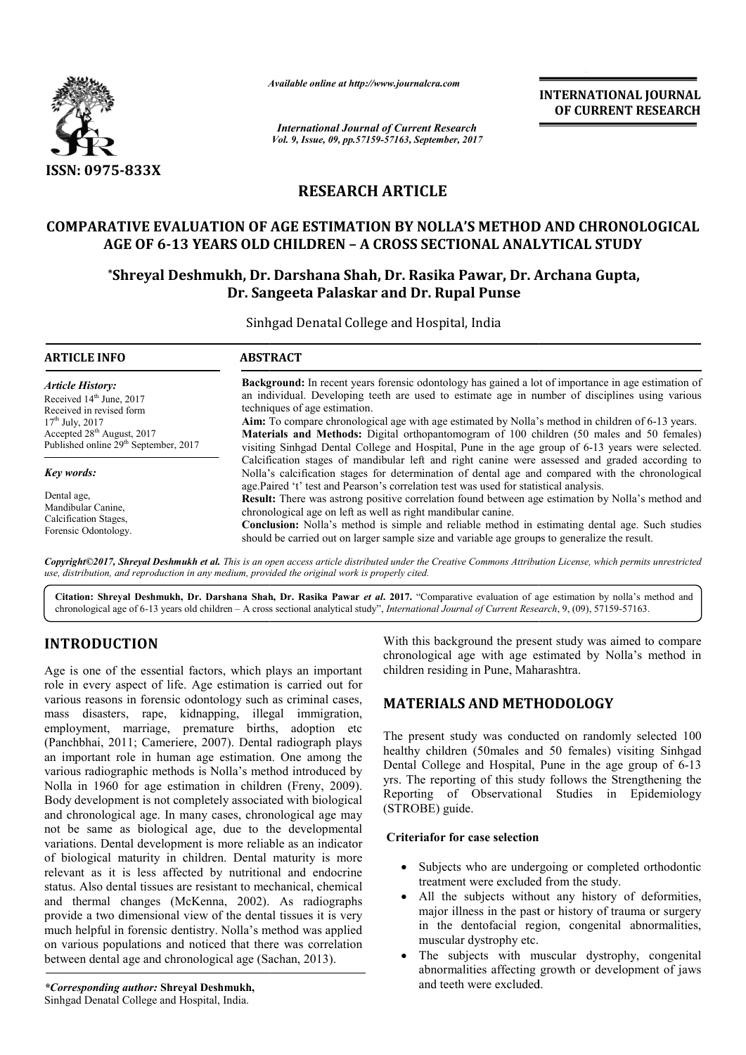ISSN: 0975-833X

*Available online at http://www.journalcra.com*

*International Journal of Current Research*
*Vol. 9, Issue, 09, pp.57159-57163, September, 2017*

**INTERNATIONAL JOURNAL OF CURRENT RESEARCH**

# RESEARCH ARTICLE

# COMPARATIVE EVALUATION OF AGE ESTIMATION BY NOLLA'S METHOD AND CHRONOLOGICAL AGE OF 6-13 YEARS OLD CHILDREN – A CROSS SECTIONAL ANALYTICAL STUDY

**\*Shreyal Deshmukh, Dr. Darshana Shah, Dr. Rasika Pawar, Dr. Archana Gupta, Dr. Sangeeta Palaskar and Dr. Rupal Punse**

Sinhgad Denatal College and Hospital, India

## ARTICLE INFO

*Article History:*
Received 14th June, 2017
Received in revised form 17th July, 2017
Accepted 28th August, 2017
Published online 29th September, 2017

*Key words:*
Dental age,
Mandibular Canine,
Calcification Stages,
Forensic Odontology.

## ABSTRACT

**Background:** In recent years forensic odontology has gained a lot of importance in age estimation of an individual. Developing teeth are used to estimate age in number of disciplines using various techniques of age estimation.

**Aim:** To compare chronological age with age estimated by Nolla's method in children of 6-13 years.

**Materials and Methods:** Digital orthopantomogram of 100 children (50 males and 50 females) visiting Sinhgad Dental College and Hospital, Pune in the age group of 6-13 years were selected. Calcification stages of mandibular left and right canine were assessed and graded according to Nolla's calcification stages for determination of dental age and compared with the chronological age.Paired 't' test and Pearson's correlation test was used for statistical analysis.

**Result:** There was astrong positive correlation found between age estimation by Nolla's method and chronological age on left as well as right mandibular canine.

**Conclusion:** Nolla's method is simple and reliable method in estimating dental age. Such studies should be carried out on larger sample size and variable age groups to generalize the result.

***Copyright©2017, Shreyal Deshmukh et al.*** *This is an open access article distributed under the Creative Commons Attribution License, which permits unrestricted use, distribution, and reproduction in any medium, provided the original work is properly cited.*

**Citation: Shreyal Deshmukh, Dr. Darshana Shah, Dr. Rasika Pawar *et al*. 2017.** "Comparative evaluation of age estimation by nolla's method and chronological age of 6-13 years old children – A cross sectional analytical study", *International Journal of Current Research*, 9, (09), 57159-57163.

## INTRODUCTION

Age is one of the essential factors, which plays an important role in every aspect of life. Age estimation is carried out for various reasons in forensic odontology such as criminal cases, mass disasters, rape, kidnapping, illegal immigration, employment, marriage, premature births, adoption etc (Panchbhai, 2011; Cameriere, 2007). Dental radiograph plays an important role in human age estimation. One among the various radiographic methods is Nolla's method introduced by Nolla in 1960 for age estimation in children (Freny, 2009). Body development is not completely associated with biological and chronological age. In many cases, chronological age may not be same as biological age, due to the developmental variations. Dental development is more reliable as an indicator of biological maturity in children. Dental maturity is more relevant as it is less affected by nutritional and endocrine status. Also dental tissues are resistant to mechanical, chemical and thermal changes (McKenna, 2002). As radiographs provide a two dimensional view of the dental tissues it is very much helpful in forensic dentistry. Nolla's method was applied on various populations and noticed that there was correlation between dental age and chronological age (Sachan, 2013).

With this background the present study was aimed to compare chronological age with age estimated by Nolla's method in children residing in Pune, Maharashtra.

## MATERIALS AND METHODOLOGY

The present study was conducted on randomly selected 100 healthy children (50males and 50 females) visiting Sinhgad Dental College and Hospital, Pune in the age group of 6-13 yrs. The reporting of this study follows the Strengthening the Reporting of Observational Studies in Epidemiology (STROBE) guide.

### Criteriafor for case selection

- Subjects who are undergoing or completed orthodontic treatment were excluded from the study.
- All the subjects without any history of deformities, major illness in the past or history of trauma or surgery in the dentofacial region, congenital abnormalities, muscular dystrophy etc.
- The subjects with muscular dystrophy, congenital abnormalities affecting growth or development of jaws and teeth were excluded.

*\*Corresponding author:* **Shreyal Deshmukh,**
Sinhgad Denatal College and Hospital, India.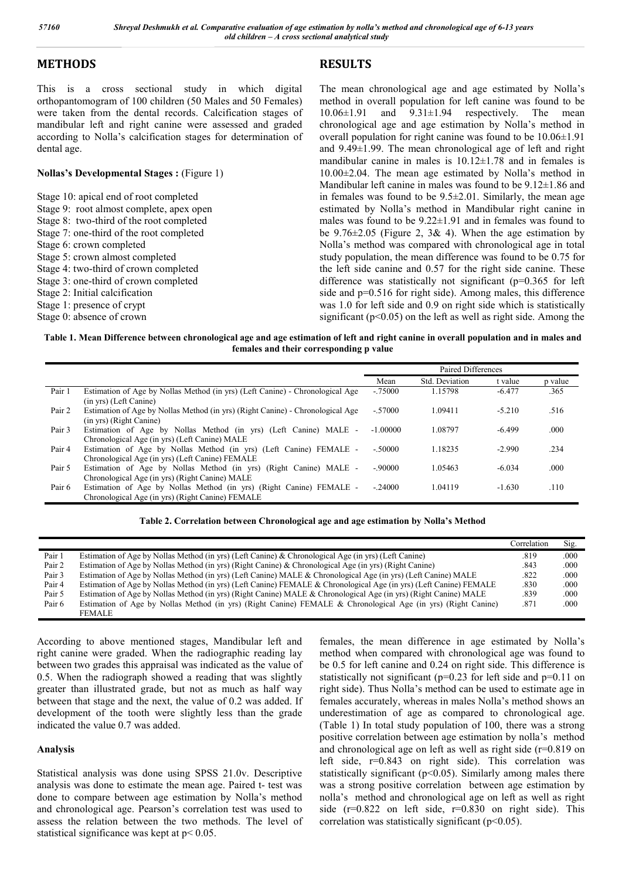## METHODS

This is a cross sectional study in which digital orthopantomogram of 100 children (50 Males and 50 Females) were taken from the dental records. Calcification stages of mandibular left and right canine were assessed and graded according to Nolla's calcification stages for determination of dental age.

**Nollas's Developmental Stages :** (Figure 1)

Stage 10: apical end of root completed
Stage 9: root almost complete, apex open
Stage 8: two-third of the root completed
Stage 7: one-third of the root completed
Stage 6: crown completed
Stage 5: crown almost completed
Stage 4: two-third of crown completed
Stage 3: one-third of crown completed
Stage 2: Initial calcification
Stage 1: presence of crypt
Stage 0: absence of crown

According to above mentioned stages, Mandibular left and right canine were graded. When the radiographic reading lay between two grades this appraisal was indicated as the value of 0.5. When the radiograph showed a reading that was slightly greater than illustrated grade, but not as much as half way between that stage and the next, the value of 0.2 was added. If development of the tooth were slightly less than the grade indicated the value 0.7 was added.

### Analysis

Statistical analysis was done using SPSS 21.0v. Descriptive analysis was done to estimate the mean age. Paired t- test was done to compare between age estimation by Nolla's method and chronological age. Pearson's correlation test was used to assess the relation between the two methods. The level of statistical significance was kept at $p < 0.05$.

## RESULTS

The mean chronological age and age estimated by Nolla's method in overall population for left canine was found to be 10.06±1.91 and 9.31±1.94 respectively. The mean chronological age and age estimation by Nolla's method in overall population for right canine was found to be 10.06±1.91 and 9.49±1.99. The mean chronological age of left and right mandibular canine in males is 10.12±1.78 and in females is 10.00±2.04. The mean age estimated by Nolla's method in Mandibular left canine in males was found to be 9.12±1.86 and in females was found to be 9.5±2.01. Similarly, the mean age estimated by Nolla's method in Mandibular right canine in males was found to be 9.22±1.91 and in females was found to be 9.76±2.05 (Figure 2, 3& 4). When the age estimation by Nolla's method was compared with chronological age in total study population, the mean difference was found to be 0.75 for the left side canine and 0.57 for the right side canine. These difference was statistically not significant (p=0.365 for left side and p=0.516 for right side). Among males, this difference was 1.0 for left side and 0.9 on right side which is statistically significant ($p<0.05$) on the left as well as right side. Among the females, the mean difference in age estimated by Nolla's method when compared with chronological age was found to be 0.5 for left canine and 0.24 on right side. This difference is statistically not significant (p=0.23 for left side and p=0.11 on right side). Thus Nolla's method can be used to estimate age in females accurately, whereas in males Nolla's method shows an underestimation of age as compared to chronological age. (Table 1) In total study population of 100, there was a strong positive correlation between age estimation by nolla's method and chronological age on left as well as right side (r=0.819 on left side, r=0.843 on right side). This correlation was statistically significant ($p<0.05$). Similarly among males there was a strong positive correlation between age estimation by nolla's method and chronological age on left as well as right side (r=0.822 on left side, r=0.830 on right side). This correlation was statistically significant ($p<0.05$).

**Table 1. Mean Difference between chronological age and age estimation of left and right canine in overall population and in males and females and their corresponding p value**

| | | Paired Differences | | | |
|---|---|---|---|---|---|
| | | Mean | Std. Deviation | t value | p value |
| Pair 1 | Estimation of Age by Nollas Method (in yrs) (Left Canine) - Chronological Age (in yrs) (Left Canine) | -.75000 | 1.15798 | -6.477 | .365 |
| Pair 2 | Estimation of Age by Nollas Method (in yrs) (Right Canine) - Chronological Age (in yrs) (Right Canine) | -.57000 | 1.09411 | -5.210 | .516 |
| Pair 3 | Estimation of Age by Nollas Method (in yrs) (Left Canine) MALE - Chronological Age (in yrs) (Left Canine) MALE | -1.00000 | 1.08797 | -6.499 | .000 |
| Pair 4 | Estimation of Age by Nollas Method (in yrs) (Left Canine) FEMALE - Chronological Age (in yrs) (Left Canine) FEMALE | -.50000 | 1.18235 | -2.990 | .234 |
| Pair 5 | Estimation of Age by Nollas Method (in yrs) (Right Canine) MALE - Chronological Age (in yrs) (Right Canine) MALE | -.90000 | 1.05463 | -6.034 | .000 |
| Pair 6 | Estimation of Age by Nollas Method (in yrs) (Right Canine) FEMALE - Chronological Age (in yrs) (Right Canine) FEMALE | -.24000 | 1.04119 | -1.630 | .110 |

**Table 2. Correlation between Chronological age and age estimation by Nolla's Method**

| | | Correlation | Sig. |
|---|---|---|---|
| Pair 1 | Estimation of Age by Nollas Method (in yrs) (Left Canine) & Chronological Age (in yrs) (Left Canine) | .819 | .000 |
| Pair 2 | Estimation of Age by Nollas Method (in yrs) (Right Canine) & Chronological Age (in yrs) (Right Canine) | .843 | .000 |
| Pair 3 | Estimation of Age by Nollas Method (in yrs) (Left Canine) MALE & Chronological Age (in yrs) (Left Canine) MALE | .822 | .000 |
| Pair 4 | Estimation of Age by Nollas Method (in yrs) (Left Canine) FEMALE & Chronological Age (in yrs) (Left Canine) FEMALE | .830 | .000 |
| Pair 5 | Estimation of Age by Nollas Method (in yrs) (Right Canine) MALE & Chronological Age (in yrs) (Right Canine) MALE | .839 | .000 |
| Pair 6 | Estimation of Age by Nollas Method (in yrs) (Right Canine) FEMALE & Chronological Age (in yrs) (Right Canine) FEMALE | .871 | .000 |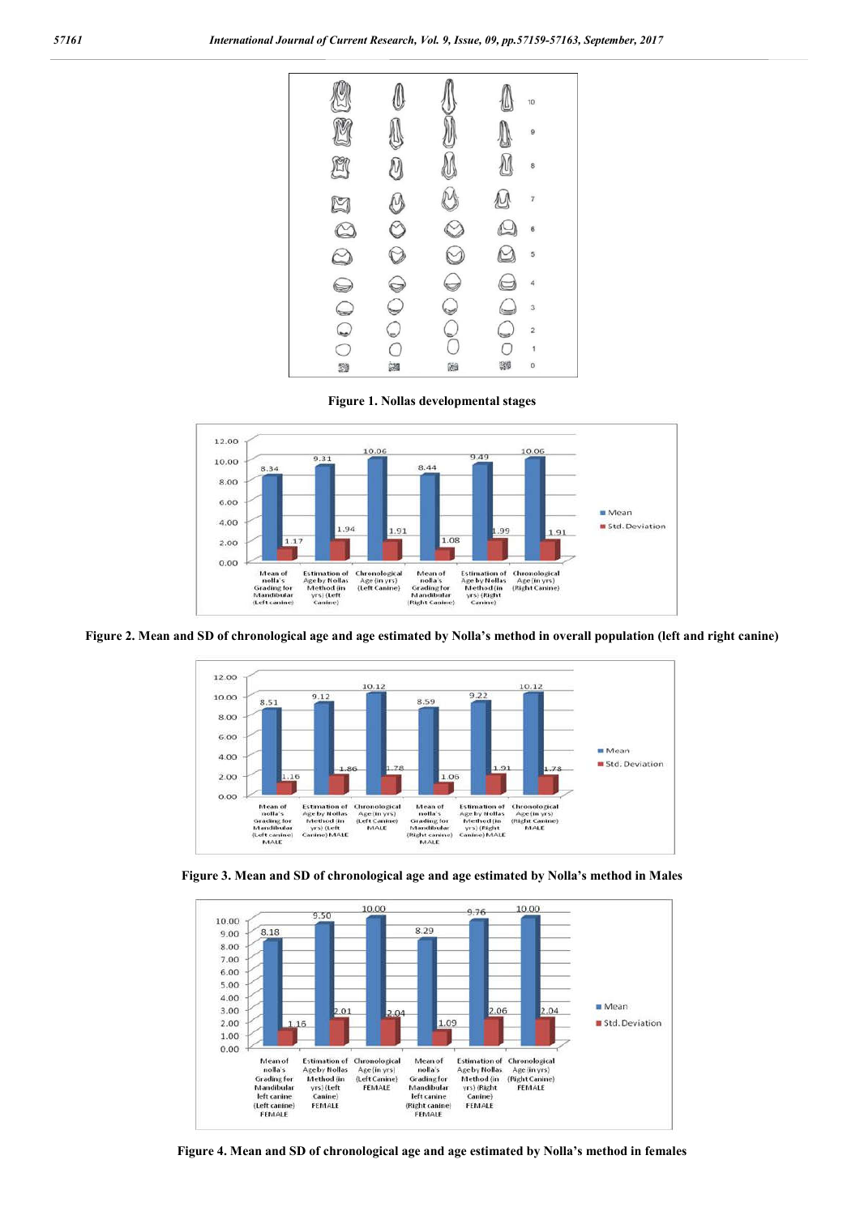Figure 1. Nollas developmental stages

Figure 2. Mean and SD of chronological age and age estimated by Nolla's method in overall population (left and right canine)

Figure 3. Mean and SD of chronological age and age estimated by Nolla's method in Males

Figure 4. Mean and SD of chronological age and age estimated by Nolla's method in females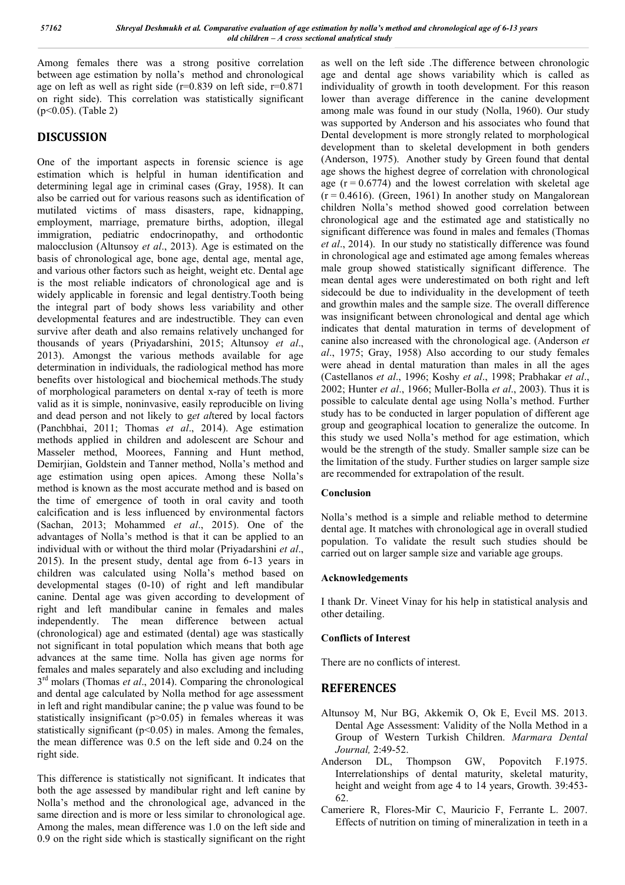Among females there was a strong positive correlation between age estimation by nolla's method and chronological age on left as well as right side (r=0.839 on left side, r=0.871 on right side). This correlation was statistically significant ($p<0.05$). (Table 2)

# DISCUSSION

One of the important aspects in forensic science is age estimation which is helpful in human identification and determining legal age in criminal cases (Gray, 1958). It can also be carried out for various reasons such as identification of mutilated victims of mass disasters, rape, kidnapping, employment, marriage, premature births, adoption, illegal immigration, pediatric endocrinopathy, and orthodontic malocclusion (Altunsoy *et al*., 2013). Age is estimated on the basis of chronological age, bone age, dental age, mental age, and various other factors such as height, weight etc. Dental age is the most reliable indicators of chronological age and is widely applicable in forensic and legal dentistry.Tooth being the integral part of body shows less variability and other developmental features and are indestructible. They can even survive after death and also remains relatively unchanged for thousands of years (Priyadarshini, 2015; Altunsoy *et al*., 2013). Amongst the various methods available for age determination in individuals, the radiological method has more benefits over histological and biochemical methods.The study of morphological parameters on dental x-ray of teeth is more valid as it is simple, noninvasive, easily reproducible on living and dead person and not likely to g*et al*tered by local factors (Panchbhai, 2011; Thomas *et al*., 2014). Age estimation methods applied in children and adolescent are Schour and Masseler method, Moorees, Fanning and Hunt method, Demirjian, Goldstein and Tanner method, Nolla's method and age estimation using open apices. Among these Nolla's method is known as the most accurate method and is based on the time of emergence of tooth in oral cavity and tooth calcification and is less influenced by environmental factors (Sachan, 2013; Mohammed *et al*., 2015). One of the advantages of Nolla's method is that it can be applied to an individual with or without the third molar (Priyadarshini *et al*., 2015). In the present study, dental age from 6-13 years in children was calculated using Nolla's method based on developmental stages (0-10) of right and left mandibular canine. Dental age was given according to development of right and left mandibular canine in females and males independently. The mean difference between actual (chronological) age and estimated (dental) age was stastically not significant in total population which means that both age advances at the same time. Nolla has given age norms for females and males separately and also excluding and including 3rd molars (Thomas *et al*., 2014). Comparing the chronological and dental age calculated by Nolla method for age assessment in left and right mandibular canine; the p value was found to be statistically insignificant ($p>0.05$) in females whereas it was statistically significant ($p<0.05$) in males. Among the females, the mean difference was 0.5 on the left side and 0.24 on the right side.

This difference is statistically not significant. It indicates that both the age assessed by mandibular right and left canine by Nolla's method and the chronological age, advanced in the same direction and is more or less similar to chronological age. Among the males, mean difference was 1.0 on the left side and 0.9 on the right side which is stastically significant on the right as well on the left side .The difference between chronologic age and dental age shows variability which is called as individuality of growth in tooth development. For this reason lower than average difference in the canine development among male was found in our study (Nolla, 1960). Our study was supported by Anderson and his associates who found that Dental development is more strongly related to morphological development than to skeletal development in both genders (Anderson, 1975). Another study by Green found that dental age shows the highest degree of correlation with chronological age ($r = 0.6774$) and the lowest correlation with skeletal age ($r = 0.4616$). (Green, 1961) In another study on Mangalorean children Nolla's method showed good correlation between chronological age and the estimated age and statistically no significant difference was found in males and females (Thomas *et al*., 2014). In our study no statistically difference was found in chronological age and estimated age among females whereas male group showed statistically significant difference. The mean dental ages were underestimated on both right and left sidecould be due to individuality in the development of teeth and growthin males and the sample size. The overall difference was insignificant between chronological and dental age which indicates that dental maturation in terms of development of canine also increased with the chronological age. (Anderson *et al*., 1975; Gray, 1958) Also according to our study females were ahead in dental maturation than males in all the ages (Castellanos *et al*., 1996; Koshy *et al*., 1998; Prabhakar *et al*., 2002; Hunter *et al*., 1966; Muller-Bolla *et al*., 2003). Thus it is possible to calculate dental age using Nolla's method. Further study has to be conducted in larger population of different age group and geographical location to generalize the outcome. In this study we used Nolla's method for age estimation, which would be the strength of the study. Smaller sample size can be the limitation of the study. Further studies on larger sample size are recommended for extrapolation of the result.

### Conclusion

Nolla's method is a simple and reliable method to determine dental age. It matches with chronological age in overall studied population. To validate the result such studies should be carried out on larger sample size and variable age groups.

### Acknowledgements

I thank Dr. Vineet Vinay for his help in statistical analysis and other detailing.

### Conflicts of Interest

There are no conflicts of interest.

# REFERENCES

- Altunsoy M, Nur BG, Akkemik O, Ok E, Evcil MS. 2013. Dental Age Assessment: Validity of the Nolla Method in a Group of Western Turkish Children. *Marmara Dental Journal,* 2:49-52.
- Anderson DL, Thompson GW, Popovitch F.1975. Interrelationships of dental maturity, skeletal maturity, height and weight from age 4 to 14 years, Growth. 39:453-62.
- Cameriere R, Flores-Mir C, Mauricio F, Ferrante L. 2007. Effects of nutrition on timing of mineralization in teeth in a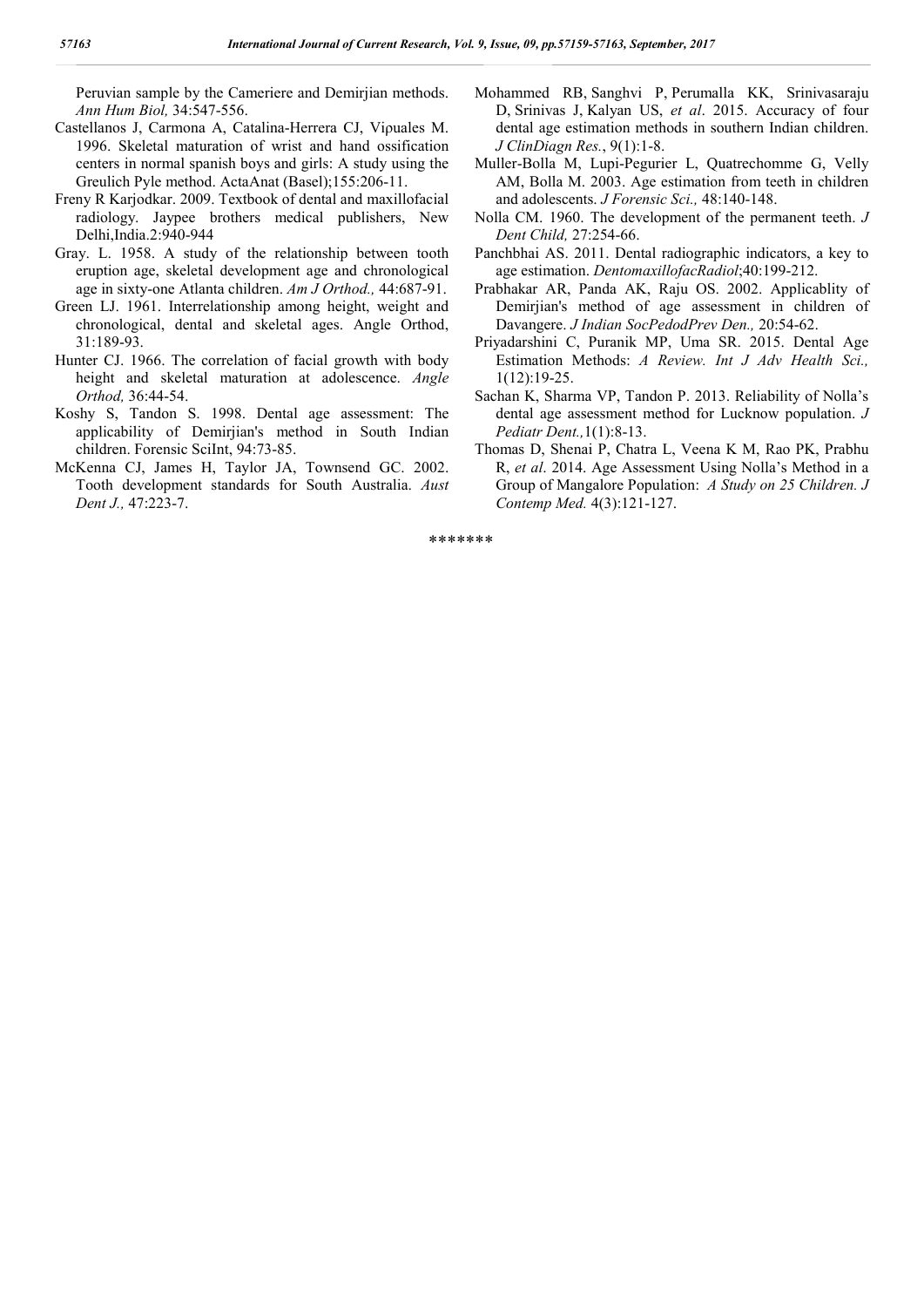Peruvian sample by the Cameriere and Demirjian methods. *Ann Hum Biol,* 34:547-556.

Castellanos J, Carmona A, Catalina-Herrera CJ, Viρuales M. 1996. Skeletal maturation of wrist and hand ossification centers in normal spanish boys and girls: A study using the Greulich Pyle method. ActaAnat (Basel);155:206-11.

Freny R Karjodkar. 2009. Textbook of dental and maxillofacial radiology. Jaypee brothers medical publishers, New Delhi,India.2:940-944

Gray. L. 1958. A study of the relationship between tooth eruption age, skeletal development age and chronological age in sixty-one Atlanta children. *Am J Orthod.,* 44:687-91.

Green LJ. 1961. Interrelationship among height, weight and chronological, dental and skeletal ages. Angle Orthod, 31:189-93.

Hunter CJ. 1966. The correlation of facial growth with body height and skeletal maturation at adolescence. *Angle Orthod,* 36:44-54.

Koshy S, Tandon S. 1998. Dental age assessment: The applicability of Demirjian's method in South Indian children. Forensic SciInt, 94:73-85.

McKenna CJ, James H, Taylor JA, Townsend GC. 2002. Tooth development standards for South Australia. *Aust Dent J.,* 47:223-7.

Mohammed RB, Sanghvi P, Perumalla KK, Srinivasaraju D, Srinivas J, Kalyan US, *et al*. 2015. Accuracy of four dental age estimation methods in southern Indian children. *J ClinDiagn Res.*, 9(1):1-8.

Muller-Bolla M, Lupi-Pegurier L, Quatrechomme G, Velly AM, Bolla M. 2003. Age estimation from teeth in children and adolescents. *J Forensic Sci.,* 48:140-148.

Nolla CM. 1960. The development of the permanent teeth. *J Dent Child,* 27:254-66.

Panchbhai AS. 2011. Dental radiographic indicators, a key to age estimation. *DentomaxillofacRadiol*;40:199-212.

Prabhakar AR, Panda AK, Raju OS. 2002. Applicablity of Demirjian's method of age assessment in children of Davangere. *J Indian SocPedodPrev Den.,* 20:54-62.

Priyadarshini C, Puranik MP, Uma SR. 2015. Dental Age Estimation Methods: *A Review. Int J Adv Health Sci.,* 1(12):19-25.

Sachan K, Sharma VP, Tandon P. 2013. Reliability of Nolla's dental age assessment method for Lucknow population. *J Pediatr Dent.,*1(1):8-13.

Thomas D, Shenai P, Chatra L, Veena K M, Rao PK, Prabhu R, *et al*. 2014. Age Assessment Using Nolla's Method in a Group of Mangalore Population: *A Study on 25 Children. J Contemp Med.* 4(3):121-127.

*******